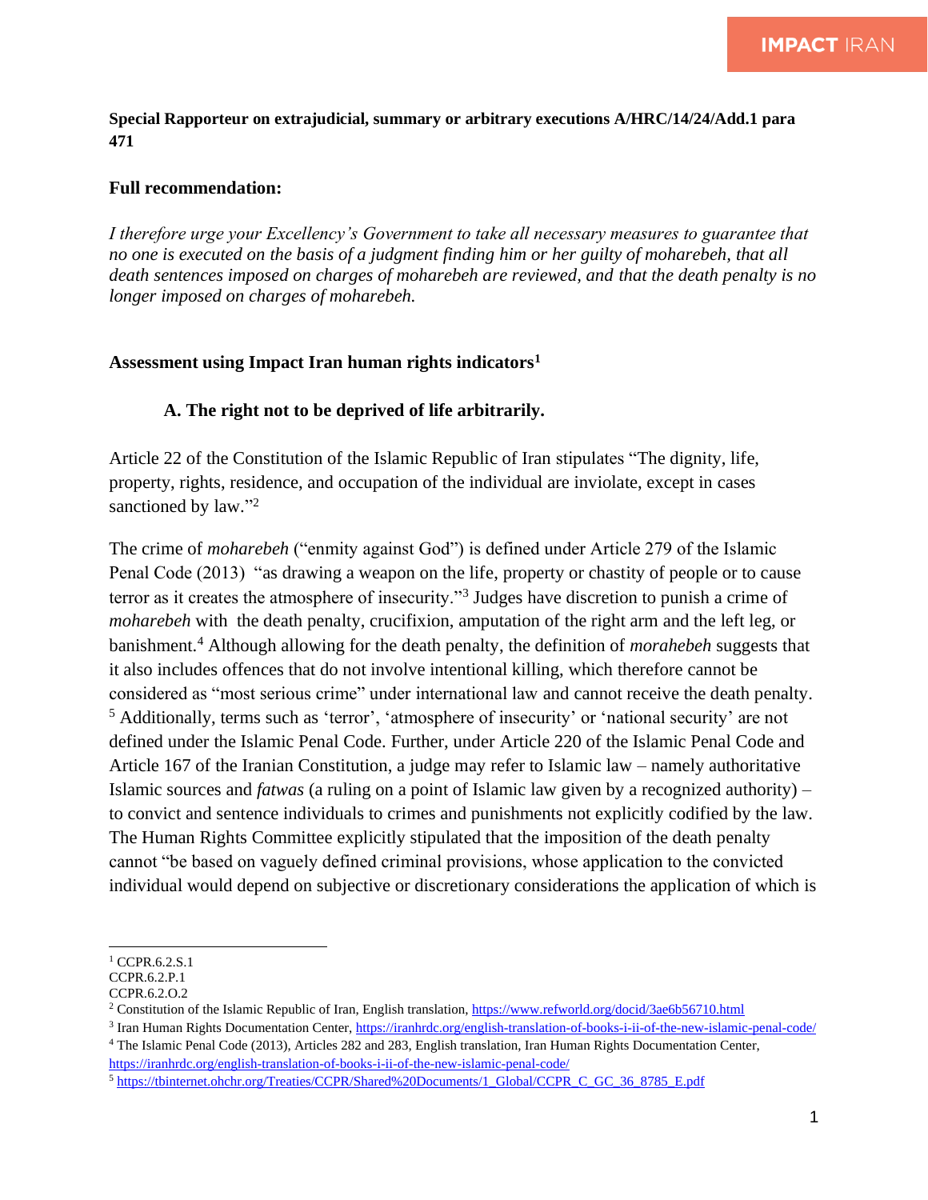**Special Rapporteur on extrajudicial, summary or arbitrary executions A/HRC/14/24/Add.1 para 471**

**Full recommendation:**

*I therefore urge your Excellency's Government to take all necessary measures to guarantee that no one is executed on the basis of a judgment finding him or her guilty of moharebeh, that all death sentences imposed on charges of moharebeh are reviewed, and that the death penalty is no longer imposed on charges of moharebeh.*

**Assessment using Impact Iran human rights indicators**[1]

**A. The right not to be deprived of life arbitrarily.**

Article 22 of the Constitution of the Islamic Republic of Iran stipulates "The dignity, life, property, rights, residence, and occupation of the individual are inviolate, except in cases sanctioned by law."[2]

The crime of *moharebeh* ("enmity against God") is defined under Article 279 of the Islamic Penal Code (2013) "as drawing a weapon on the life, property or chastity of people or to cause terror as it creates the atmosphere of insecurity."[3] Judges have discretion to punish a crime of *moharebeh* with the death penalty, crucifixion, amputation of the right arm and the left leg, or banishment.[4] Although allowing for the death penalty, the definition of *morahebeh* suggests that it also includes offences that do not involve intentional killing, which therefore cannot be considered as "most serious crime" under international law and cannot receive the death penalty.[5] Additionally, terms such as 'terror', 'atmosphere of insecurity' or 'national security' are not defined under the Islamic Penal Code. Further, under Article 220 of the Islamic Penal Code and Article 167 of the Iranian Constitution, a judge may refer to Islamic law – namely authoritative Islamic sources and *fatwas* (a ruling on a point of Islamic law given by a recognized authority) – to convict and sentence individuals to crimes and punishments not explicitly codified by the law. The Human Rights Committee explicitly stipulated that the imposition of the death penalty cannot "be based on vaguely defined criminal provisions, whose application to the convicted individual would depend on subjective or discretionary considerations the application of which is

---

[1] CCPR.6.2.S.1
CCPR.6.2.P.1
CCPR.6.2.O.2

[2] Constitution of the Islamic Republic of Iran, English translation, https://www.refworld.org/docid/3ae6b56710.html

[3] Iran Human Rights Documentation Center, https://iranhrdc.org/english-translation-of-books-i-ii-of-the-new-islamic-penal-code/

[4] The Islamic Penal Code (2013), Articles 282 and 283, English translation, Iran Human Rights Documentation Center, https://iranhrdc.org/english-translation-of-books-i-ii-of-the-new-islamic-penal-code/

[5] https://tbinternet.ohchr.org/Treaties/CCPR/Shared%20Documents/1_Global/CCPR_C_GC_36_8785_E.pdf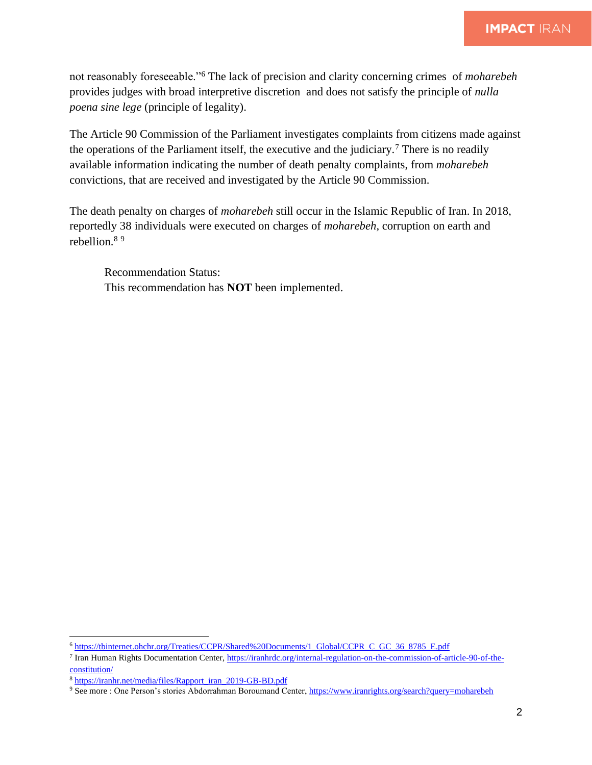not reasonably foreseeable."[6] The lack of precision and clarity concerning crimes of *moharebeh* provides judges with broad interpretive discretion and does not satisfy the principle of *nulla poena sine lege* (principle of legality).

The Article 90 Commission of the Parliament investigates complaints from citizens made against the operations of the Parliament itself, the executive and the judiciary.[7] There is no readily available information indicating the number of death penalty complaints, from *moharebeh* convictions, that are received and investigated by the Article 90 Commission.

The death penalty on charges of *moharebeh* still occur in the Islamic Republic of Iran. In 2018, reportedly 38 individuals were executed on charges of *moharebeh*, corruption on earth and rebellion.[8] [9]

> Recommendation Status:
> This recommendation has **NOT** been implemented.

---

[6] https://tbinternet.ohchr.org/Treaties/CCPR/Shared%20Documents/1_Global/CCPR_C_GC_36_8785_E.pdf

[7] Iran Human Rights Documentation Center, https://iranhrdc.org/internal-regulation-on-the-commission-of-article-90-of-the-constitution/

[8] https://iranhr.net/media/files/Rapport_iran_2019-GB-BD.pdf

[9] See more : One Person's stories Abdorrahman Boroumand Center, https://www.iranrights.org/search?query=moharebeh